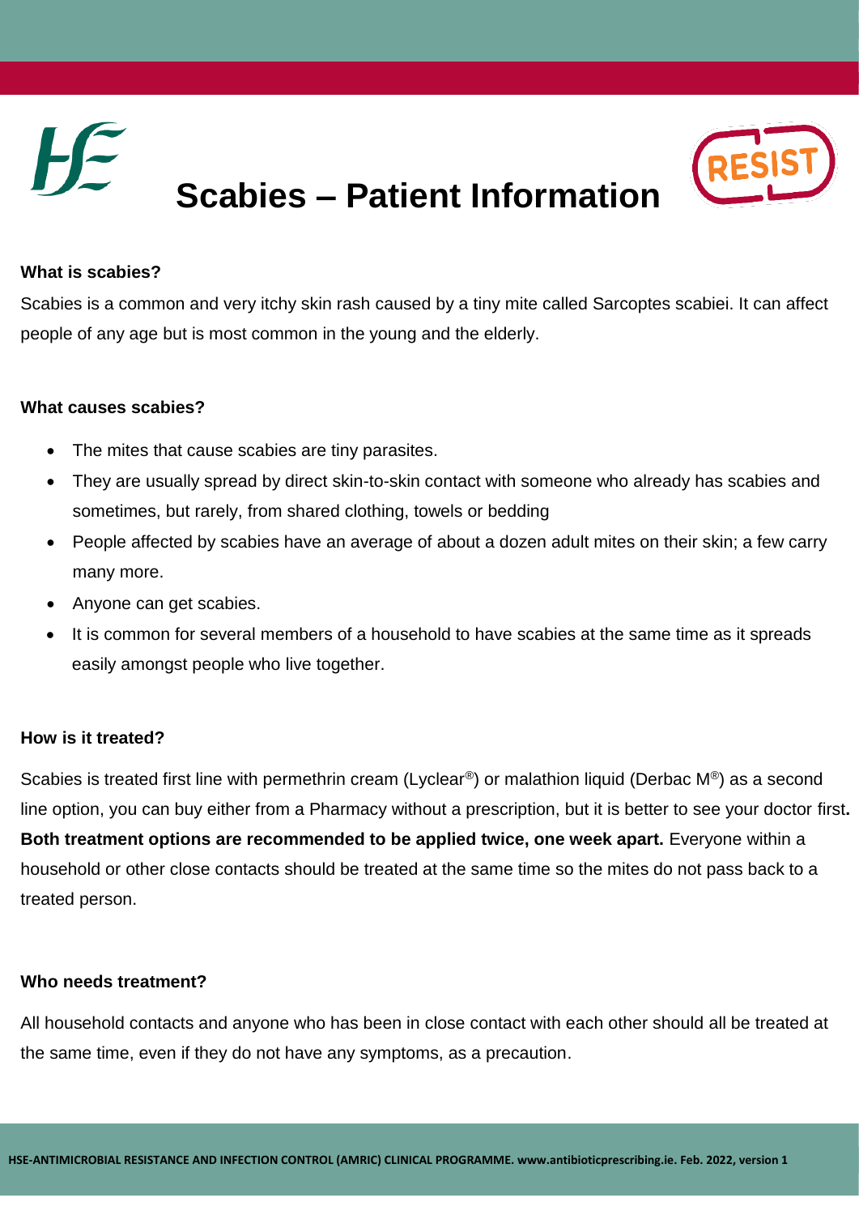# Scabies – Patient Information

**What is scabies?**

Scabies is a common and very itchy skin rash caused by a tiny mite called Sarcoptes scabiei. It can affect people of any age but is most common in the young and the elderly.

**What causes scabies?**

- The mites that cause scabies are tiny parasites.
- They are usually spread by direct skin-to-skin contact with someone who already has scabies and sometimes, but rarely, from shared clothing, towels or bedding
- People affected by scabies have an average of about a dozen adult mites on their skin; a few carry many more.
- Anyone can get scabies.
- It is common for several members of a household to have scabies at the same time as it spreads easily amongst people who live together.

**How is it treated?**

Scabies is treated first line with permethrin cream (Lyclear®) or malathion liquid (Derbac M®) as a second line option, you can buy either from a Pharmacy without a prescription, but it is better to see your doctor first**. Both treatment options are recommended to be applied twice, one week apart.** Everyone within a household or other close contacts should be treated at the same time so the mites do not pass back to a treated person.

**Who needs treatment?**

All household contacts and anyone who has been in close contact with each other should all be treated at the same time, even if they do not have any symptoms, as a precaution.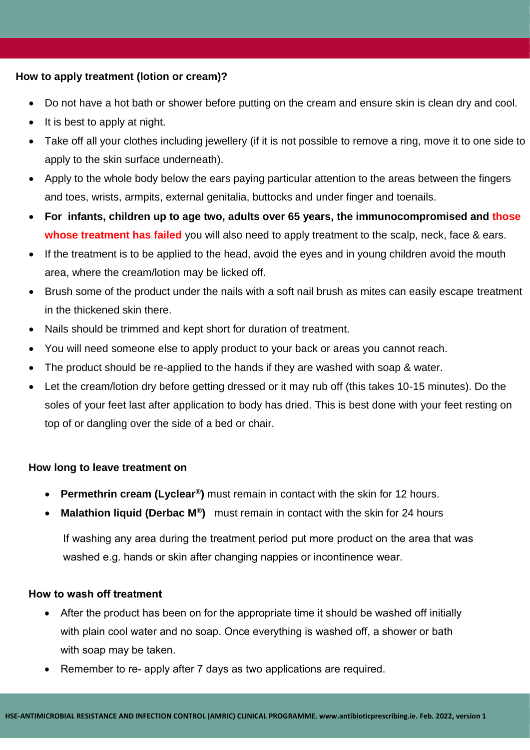### How to apply treatment (lotion or cream)?

- Do not have a hot bath or shower before putting on the cream and ensure skin is clean dry and cool.
- It is best to apply at night.
- Take off all your clothes including jewellery (if it is not possible to remove a ring, move it to one side to apply to the skin surface underneath).
- Apply to the whole body below the ears paying particular attention to the areas between the fingers and toes, wrists, armpits, external genitalia, buttocks and under finger and toenails.
- **For infants, children up to age two, adults over 65 years, the immunocompromised and those whose treatment has failed** you will also need to apply treatment to the scalp, neck, face & ears.
- If the treatment is to be applied to the head, avoid the eyes and in young children avoid the mouth area, where the cream/lotion may be licked off.
- Brush some of the product under the nails with a soft nail brush as mites can easily escape treatment in the thickened skin there.
- Nails should be trimmed and kept short for duration of treatment.
- You will need someone else to apply product to your back or areas you cannot reach.
- The product should be re-applied to the hands if they are washed with soap & water.
- Let the cream/lotion dry before getting dressed or it may rub off (this takes 10-15 minutes). Do the soles of your feet last after application to body has dried. This is best done with your feet resting on top of or dangling over the side of a bed or chair.

### How long to leave treatment on

- **Permethrin cream (Lyclear®)** must remain in contact with the skin for 12 hours.
- **Malathion liquid (Derbac M®)** must remain in contact with the skin for 24 hours

If washing any area during the treatment period put more product on the area that was washed e.g. hands or skin after changing nappies or incontinence wear.

### How to wash off treatment

- After the product has been on for the appropriate time it should be washed off initially with plain cool water and no soap. Once everything is washed off, a shower or bath with soap may be taken.
- Remember to re- apply after 7 days as two applications are required.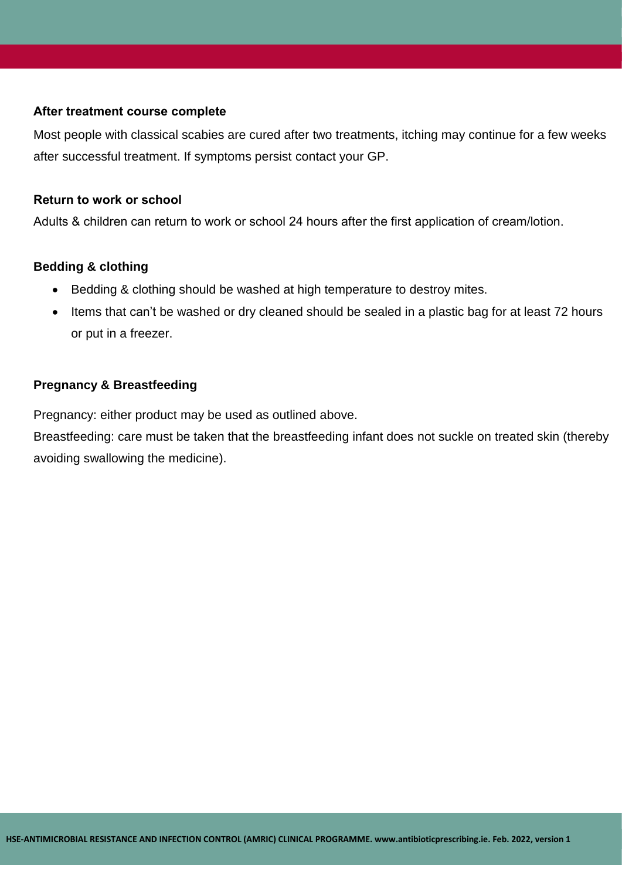**After treatment course complete**

Most people with classical scabies are cured after two treatments, itching may continue for a few weeks after successful treatment. If symptoms persist contact your GP.

**Return to work or school**

Adults & children can return to work or school 24 hours after the first application of cream/lotion.

**Bedding & clothing**

- Bedding & clothing should be washed at high temperature to destroy mites.
- Items that can't be washed or dry cleaned should be sealed in a plastic bag for at least 72 hours or put in a freezer.

**Pregnancy & Breastfeeding**

Pregnancy: either product may be used as outlined above.

Breastfeeding: care must be taken that the breastfeeding infant does not suckle on treated skin (thereby avoiding swallowing the medicine).